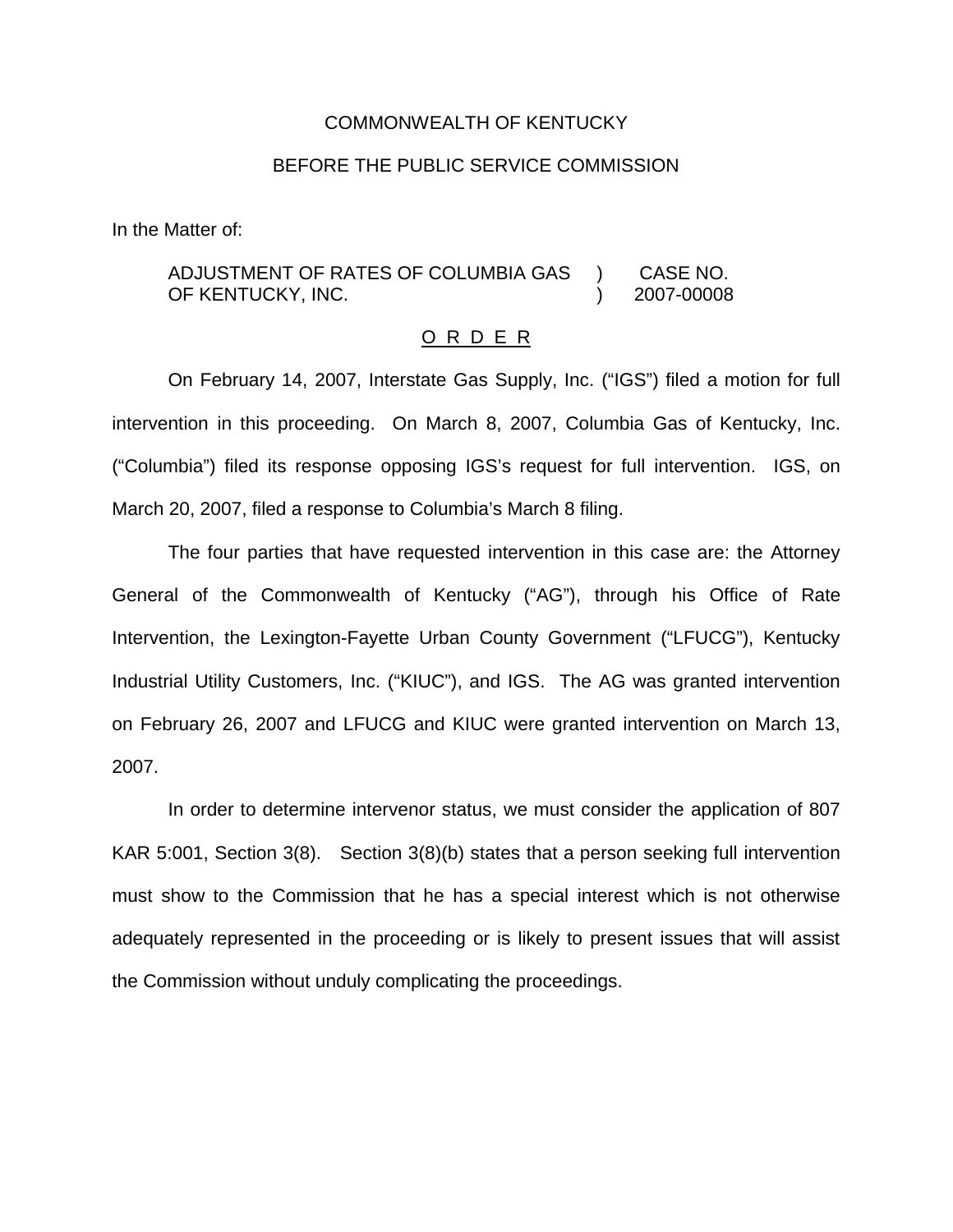COMMONWEALTH OF KENTUCKY

BEFORE THE PUBLIC SERVICE COMMISSION

In the Matter of:

| | | |
|---|---|---|
| ADJUSTMENT OF RATES OF COLUMBIA GAS OF KENTUCKY, INC. | ) ) | CASE NO. 2007-00008 |

## O R D E R

On February 14, 2007, Interstate Gas Supply, Inc. ("IGS") filed a motion for full intervention in this proceeding. On March 8, 2007, Columbia Gas of Kentucky, Inc. ("Columbia") filed its response opposing IGS's request for full intervention. IGS, on March 20, 2007, filed a response to Columbia's March 8 filing.

The four parties that have requested intervention in this case are: the Attorney General of the Commonwealth of Kentucky ("AG"), through his Office of Rate Intervention, the Lexington-Fayette Urban County Government ("LFUCG"), Kentucky Industrial Utility Customers, Inc. ("KIUC"), and IGS. The AG was granted intervention on February 26, 2007 and LFUCG and KIUC were granted intervention on March 13, 2007.

In order to determine intervenor status, we must consider the application of 807 KAR 5:001, Section 3(8). Section 3(8)(b) states that a person seeking full intervention must show to the Commission that he has a special interest which is not otherwise adequately represented in the proceeding or is likely to present issues that will assist the Commission without unduly complicating the proceedings.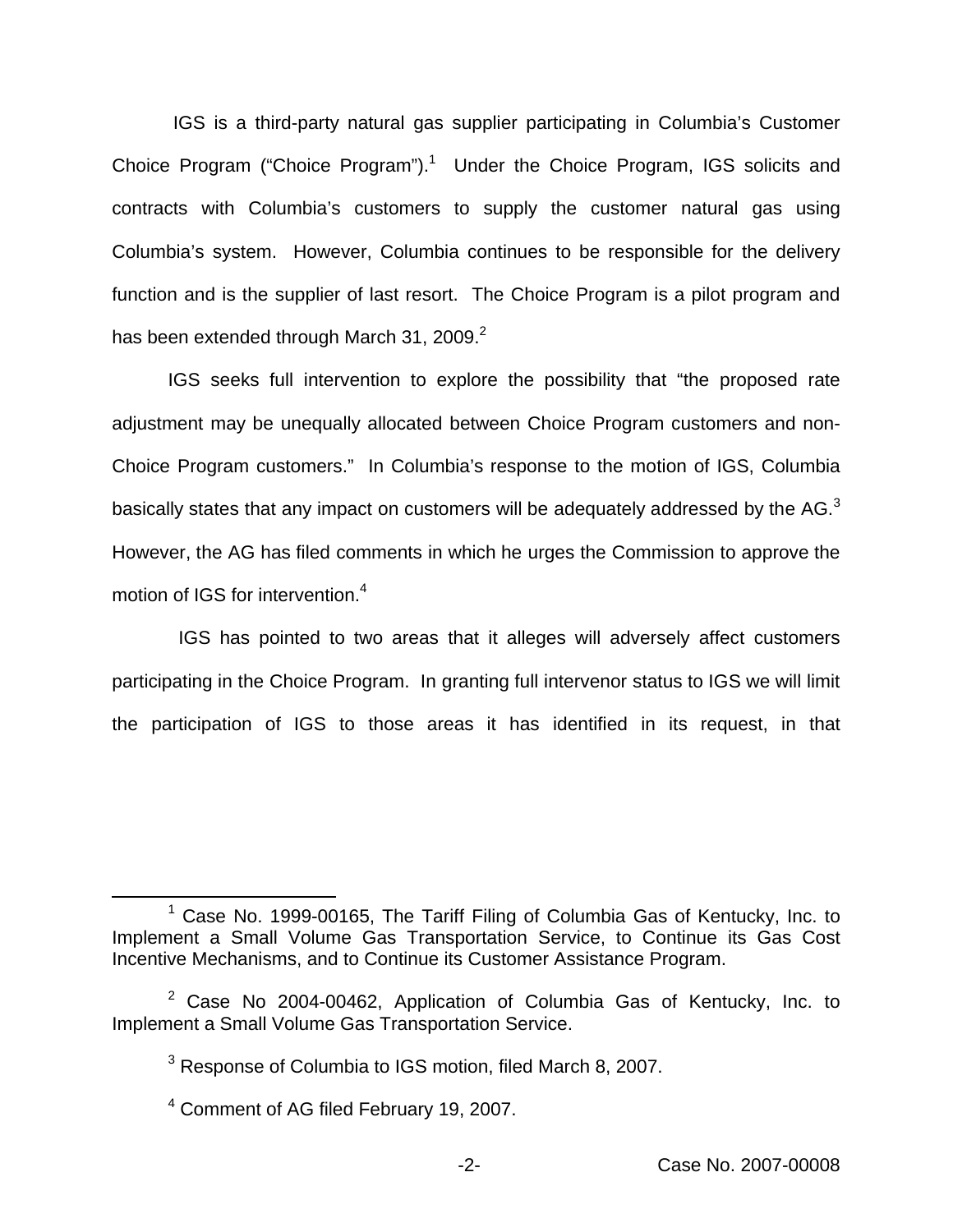IGS is a third-party natural gas supplier participating in Columbia's Customer Choice Program ("Choice Program").[1] Under the Choice Program, IGS solicits and contracts with Columbia's customers to supply the customer natural gas using Columbia's system. However, Columbia continues to be responsible for the delivery function and is the supplier of last resort. The Choice Program is a pilot program and has been extended through March 31, 2009.[2]

IGS seeks full intervention to explore the possibility that "the proposed rate adjustment may be unequally allocated between Choice Program customers and non-Choice Program customers." In Columbia's response to the motion of IGS, Columbia basically states that any impact on customers will be adequately addressed by the AG.[3] However, the AG has filed comments in which he urges the Commission to approve the motion of IGS for intervention.[4]

IGS has pointed to two areas that it alleges will adversely affect customers participating in the Choice Program. In granting full intervenor status to IGS we will limit the participation of IGS to those areas it has identified in its request, in that

---

[1] Case No. 1999-00165, The Tariff Filing of Columbia Gas of Kentucky, Inc. to Implement a Small Volume Gas Transportation Service, to Continue its Gas Cost Incentive Mechanisms, and to Continue its Customer Assistance Program.

[2] Case No 2004-00462, Application of Columbia Gas of Kentucky, Inc. to Implement a Small Volume Gas Transportation Service.

[3] Response of Columbia to IGS motion, filed March 8, 2007.

[4] Comment of AG filed February 19, 2007.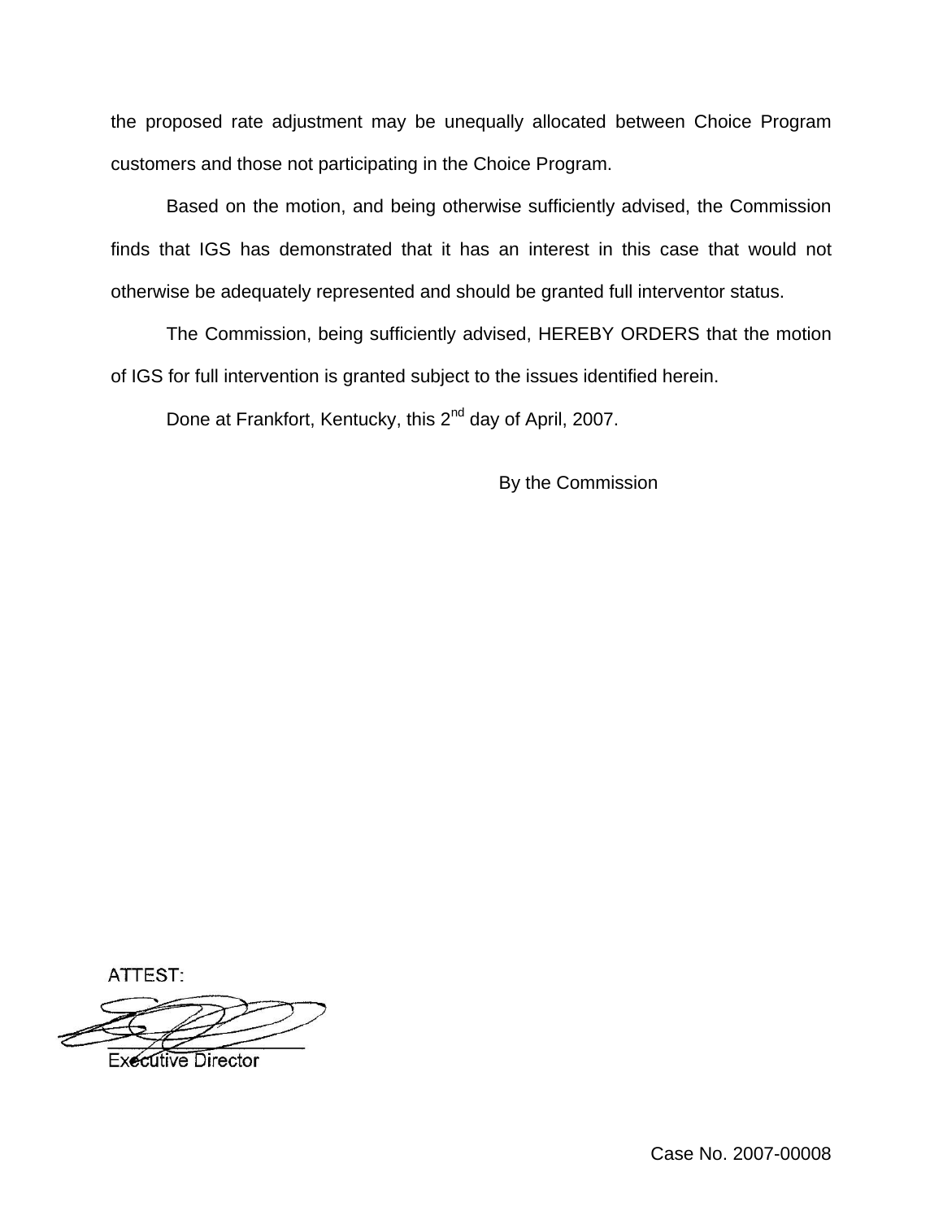the proposed rate adjustment may be unequally allocated between Choice Program customers and those not participating in the Choice Program.

Based on the motion, and being otherwise sufficiently advised, the Commission finds that IGS has demonstrated that it has an interest in this case that would not otherwise be adequately represented and should be granted full interventor status.

The Commission, being sufficiently advised, HEREBY ORDERS that the motion of IGS for full intervention is granted subject to the issues identified herein.

Done at Frankfort, Kentucky, this 2nd day of April, 2007.

By the Commission

ATTEST:

Executive Director

Case No. 2007-00008